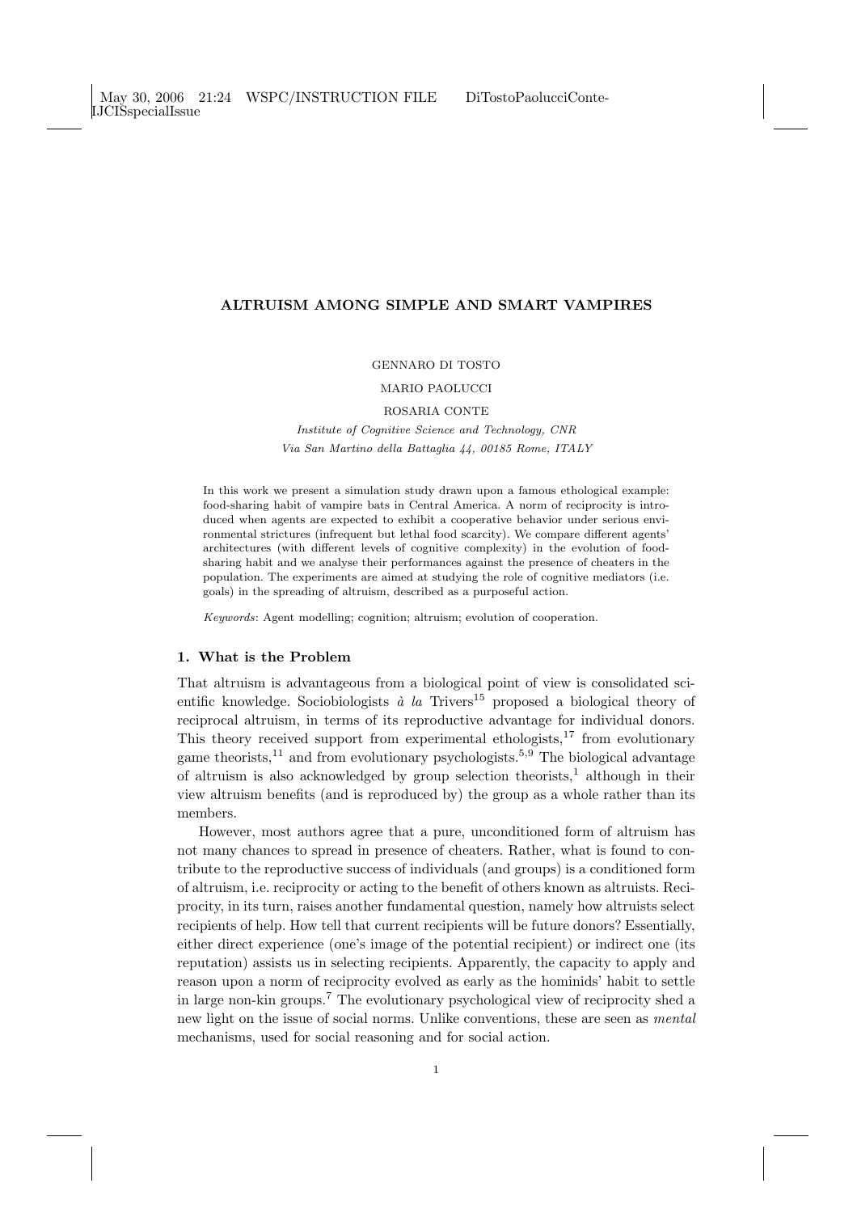# ALTRUISM AMONG SIMPLE AND SMART VAMPIRES

GENNARO DI TOSTO

MARIO PAOLUCCI

ROSARIA CONTE

*Institute of Cognitive Science and Technology, CNR*
*Via San Martino della Battaglia 44, 00185 Rome, ITALY*

In this work we present a simulation study drawn upon a famous ethological example: food-sharing habit of vampire bats in Central America. A norm of reciprocity is introduced when agents are expected to exhibit a cooperative behavior under serious environmental strictures (infrequent but lethal food scarcity). We compare different agents' architectures (with different levels of cognitive complexity) in the evolution of food-sharing habit and we analyse their performances against the presence of cheaters in the population. The experiments are aimed at studying the role of cognitive mediators (i.e. goals) in the spreading of altruism, described as a purposeful action.

*Keywords*: Agent modelling; cognition; altruism; evolution of cooperation.

## 1. What is the Problem

That altruism is advantageous from a biological point of view is consolidated scientific knowledge. Sociobiologists *à la* Trivers[15] proposed a biological theory of reciprocal altruism, in terms of its reproductive advantage for individual donors. This theory received support from experimental ethologists,[17] from evolutionary game theorists,[11] and from evolutionary psychologists.[5,9] The biological advantage of altruism is also acknowledged by group selection theorists,[1] although in their view altruism benefits (and is reproduced by) the group as a whole rather than its members.

However, most authors agree that a pure, unconditioned form of altruism has not many chances to spread in presence of cheaters. Rather, what is found to contribute to the reproductive success of individuals (and groups) is a conditioned form of altruism, i.e. reciprocity or acting to the benefit of others known as altruists. Reciprocity, in its turn, raises another fundamental question, namely how altruists select recipients of help. How tell that current recipients will be future donors? Essentially, either direct experience (one's image of the potential recipient) or indirect one (its reputation) assists us in selecting recipients. Apparently, the capacity to apply and reason upon a norm of reciprocity evolved as early as the hominids' habit to settle in large non-kin groups.[7] The evolutionary psychological view of reciprocity shed a new light on the issue of social norms. Unlike conventions, these are seen as *mental* mechanisms, used for social reasoning and for social action.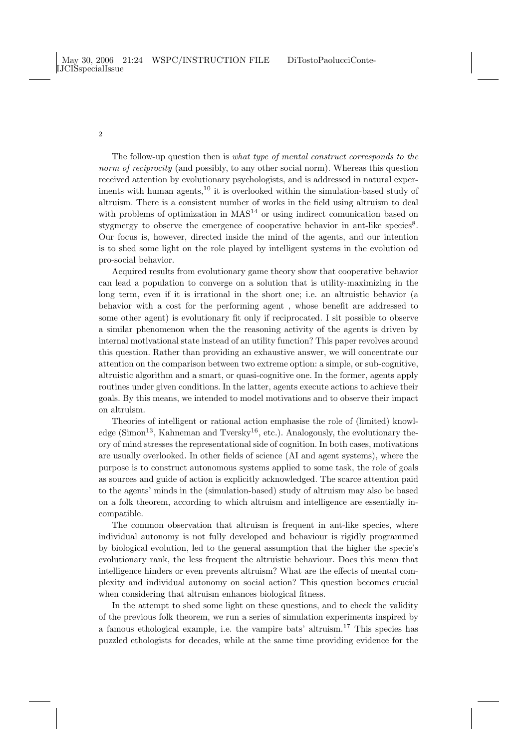The follow-up question then is *what type of mental construct corresponds to the norm of reciprocity* (and possibly, to any other social norm). Whereas this question received attention by evolutionary psychologists, and is addressed in natural experiments with human agents,[10] it is overlooked within the simulation-based study of altruism. There is a consistent number of works in the field using altruism to deal with problems of optimization in MAS[14] or using indirect comunication based on stygmergy to observe the emergence of cooperative behavior in ant-like species[8]. Our focus is, however, directed inside the mind of the agents, and our intention is to shed some light on the role played by intelligent systems in the evolution od pro-social behavior.

Acquired results from evolutionary game theory show that cooperative behavior can lead a population to converge on a solution that is utility-maximizing in the long term, even if it is irrational in the short one; i.e. an altruistic behavior (a behavior with a cost for the performing agent , whose benefit are addressed to some other agent) is evolutionary fit only if reciprocated. I sit possible to observe a similar phenomenon when the the reasoning activity of the agents is driven by internal motivational state instead of an utility function? This paper revolves around this question. Rather than providing an exhaustive answer, we will concentrate our attention on the comparison between two extreme option: a simple, or sub-cognitive, altruistic algorithm and a smart, or quasi-cognitive one. In the former, agents apply routines under given conditions. In the latter, agents execute actions to achieve their goals. By this means, we intended to model motivations and to observe their impact on altruism.

Theories of intelligent or rational action emphasise the role of (limited) knowledge (Simon[13], Kahneman and Tversky[16], etc.). Analogously, the evolutionary theory of mind stresses the representational side of cognition. In both cases, motivations are usually overlooked. In other fields of science (AI and agent systems), where the purpose is to construct autonomous systems applied to some task, the role of goals as sources and guide of action is explicitly acknowledged. The scarce attention paid to the agents' minds in the (simulation-based) study of altruism may also be based on a folk theorem, according to which altruism and intelligence are essentially incompatible.

The common observation that altruism is frequent in ant-like species, where individual autonomy is not fully developed and behaviour is rigidly programmed by biological evolution, led to the general assumption that the higher the specie's evolutionary rank, the less frequent the altruistic behaviour. Does this mean that intelligence hinders or even prevents altruism? What are the effects of mental complexity and individual autonomy on social action? This question becomes crucial when considering that altruism enhances biological fitness.

In the attempt to shed some light on these questions, and to check the validity of the previous folk theorem, we run a series of simulation experiments inspired by a famous ethological example, i.e. the vampire bats' altruism.[17] This species has puzzled ethologists for decades, while at the same time providing evidence for the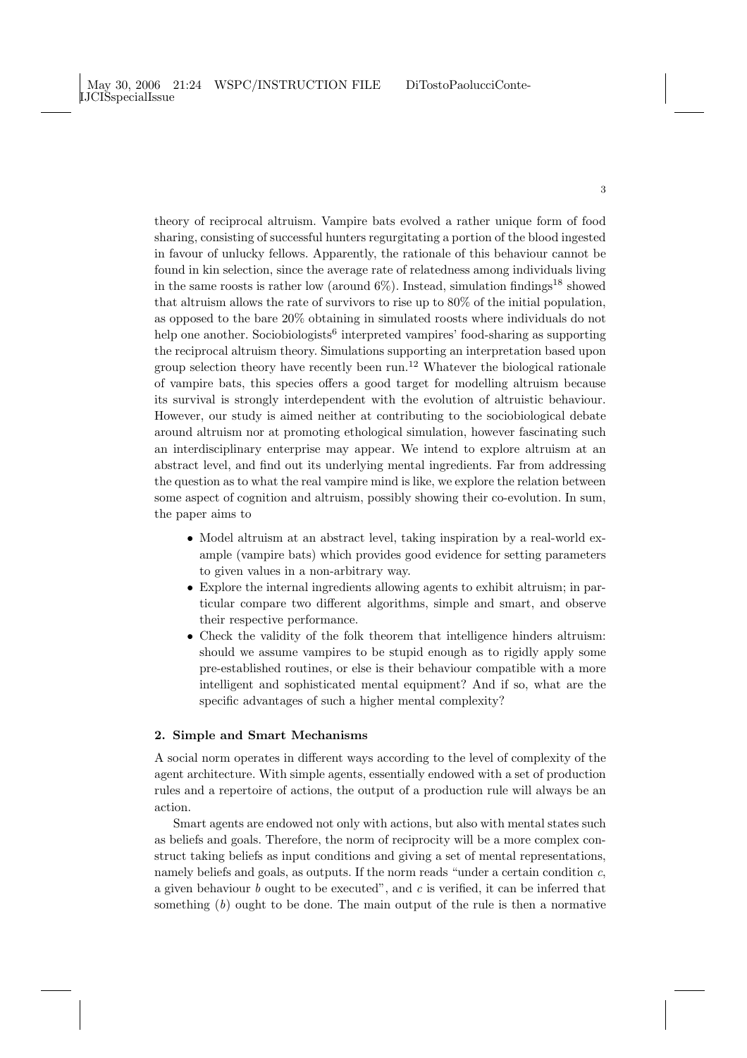theory of reciprocal altruism. Vampire bats evolved a rather unique form of food sharing, consisting of successful hunters regurgitating a portion of the blood ingested in favour of unlucky fellows. Apparently, the rationale of this behaviour cannot be found in kin selection, since the average rate of relatedness among individuals living in the same roosts is rather low (around 6%). Instead, simulation findings[18] showed that altruism allows the rate of survivors to rise up to 80% of the initial population, as opposed to the bare 20% obtaining in simulated roosts where individuals do not help one another. Sociobiologists[6] interpreted vampires' food-sharing as supporting the reciprocal altruism theory. Simulations supporting an interpretation based upon group selection theory have recently been run.[12] Whatever the biological rationale of vampire bats, this species offers a good target for modelling altruism because its survival is strongly interdependent with the evolution of altruistic behaviour. However, our study is aimed neither at contributing to the sociobiological debate around altruism nor at promoting ethological simulation, however fascinating such an interdisciplinary enterprise may appear. We intend to explore altruism at an abstract level, and find out its underlying mental ingredients. Far from addressing the question as to what the real vampire mind is like, we explore the relation between some aspect of cognition and altruism, possibly showing their co-evolution. In sum, the paper aims to

- Model altruism at an abstract level, taking inspiration by a real-world example (vampire bats) which provides good evidence for setting parameters to given values in a non-arbitrary way.
- Explore the internal ingredients allowing agents to exhibit altruism; in particular compare two different algorithms, simple and smart, and observe their respective performance.
- Check the validity of the folk theorem that intelligence hinders altruism: should we assume vampires to be stupid enough as to rigidly apply some pre-established routines, or else is their behaviour compatible with a more intelligent and sophisticated mental equipment? And if so, what are the specific advantages of such a higher mental complexity?

## 2. Simple and Smart Mechanisms

A social norm operates in different ways according to the level of complexity of the agent architecture. With simple agents, essentially endowed with a set of production rules and a repertoire of actions, the output of a production rule will always be an action.

Smart agents are endowed not only with actions, but also with mental states such as beliefs and goals. Therefore, the norm of reciprocity will be a more complex construct taking beliefs as input conditions and giving a set of mental representations, namely beliefs and goals, as outputs. If the norm reads "under a certain condition $c$, a given behaviour $b$ ought to be executed", and $c$ is verified, it can be inferred that something ($b$) ought to be done. The main output of the rule is then a normative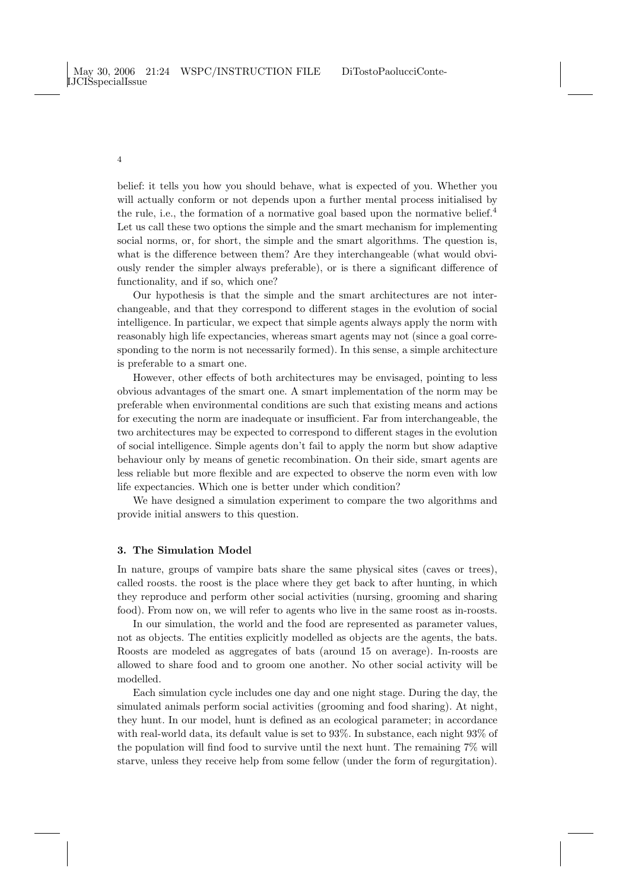belief: it tells you how you should behave, what is expected of you. Whether you will actually conform or not depends upon a further mental process initialised by the rule, i.e., the formation of a normative goal based upon the normative belief.[4] Let us call these two options the simple and the smart mechanism for implementing social norms, or, for short, the simple and the smart algorithms. The question is, what is the difference between them? Are they interchangeable (what would obviously render the simpler always preferable), or is there a significant difference of functionality, and if so, which one?

Our hypothesis is that the simple and the smart architectures are not interchangeable, and that they correspond to different stages in the evolution of social intelligence. In particular, we expect that simple agents always apply the norm with reasonably high life expectancies, whereas smart agents may not (since a goal corresponding to the norm is not necessarily formed). In this sense, a simple architecture is preferable to a smart one.

However, other effects of both architectures may be envisaged, pointing to less obvious advantages of the smart one. A smart implementation of the norm may be preferable when environmental conditions are such that existing means and actions for executing the norm are inadequate or insufficient. Far from interchangeable, the two architectures may be expected to correspond to different stages in the evolution of social intelligence. Simple agents don't fail to apply the norm but show adaptive behaviour only by means of genetic recombination. On their side, smart agents are less reliable but more flexible and are expected to observe the norm even with low life expectancies. Which one is better under which condition?

We have designed a simulation experiment to compare the two algorithms and provide initial answers to this question.

## 3. The Simulation Model

In nature, groups of vampire bats share the same physical sites (caves or trees), called roosts. the roost is the place where they get back to after hunting, in which they reproduce and perform other social activities (nursing, grooming and sharing food). From now on, we will refer to agents who live in the same roost as in-roosts.

In our simulation, the world and the food are represented as parameter values, not as objects. The entities explicitly modelled as objects are the agents, the bats. Roosts are modeled as aggregates of bats (around 15 on average). In-roosts are allowed to share food and to groom one another. No other social activity will be modelled.

Each simulation cycle includes one day and one night stage. During the day, the simulated animals perform social activities (grooming and food sharing). At night, they hunt. In our model, hunt is defined as an ecological parameter; in accordance with real-world data, its default value is set to 93%. In substance, each night 93% of the population will find food to survive until the next hunt. The remaining 7% will starve, unless they receive help from some fellow (under the form of regurgitation).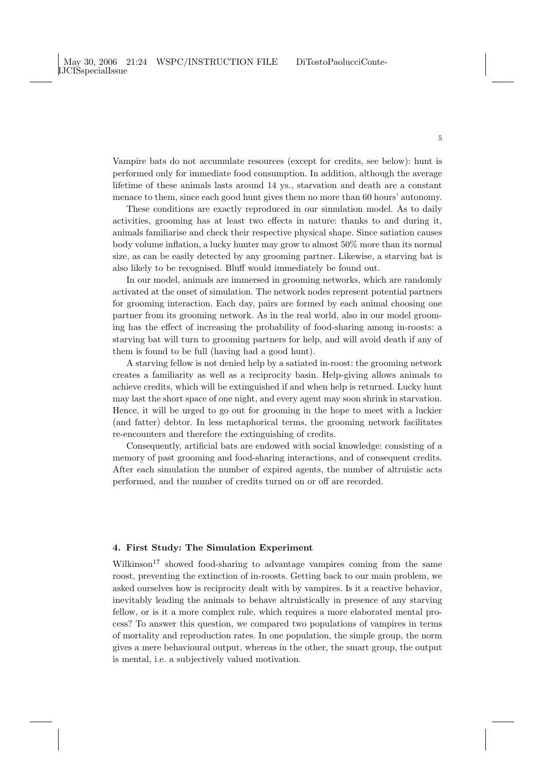Vampire bats do not accumulate resources (except for credits, see below): hunt is performed only for immediate food consumption. In addition, although the average lifetime of these animals lasts around 14 ys., starvation and death are a constant menace to them, since each good hunt gives them no more than 60 hours' autonomy.

These conditions are exactly reproduced in our simulation model. As to daily activities, grooming has at least two effects in nature: thanks to and during it, animals familiarise and check their respective physical shape. Since satiation causes body volume inflation, a lucky hunter may grow to almost 50% more than its normal size, as can be easily detected by any grooming partner. Likewise, a starving bat is also likely to be recognised. Bluff would immediately be found out.

In our model, animals are immersed in grooming networks, which are randomly activated at the onset of simulation. The network nodes represent potential partners for grooming interaction. Each day, pairs are formed by each animal choosing one partner from its grooming network. As in the real world, also in our model grooming has the effect of increasing the probability of food-sharing among in-roosts: a starving bat will turn to grooming partners for help, and will avoid death if any of them is found to be full (having had a good hunt).

A starving fellow is not denied help by a satiated in-roost: the grooming network creates a familiarity as well as a reciprocity basin. Help-giving allows animals to achieve credits, which will be extinguished if and when help is returned. Lucky hunt may last the short space of one night, and every agent may soon shrink in starvation. Hence, it will be urged to go out for grooming in the hope to meet with a luckier (and fatter) debtor. In less metaphorical terms, the grooming network facilitates re-encounters and therefore the extinguishing of credits.

Consequently, artificial bats are endowed with social knowledge: consisting of a memory of past grooming and food-sharing interactions, and of consequent credits. After each simulation the number of expired agents, the number of altruistic acts performed, and the number of credits turned on or off are recorded.

## 4. First Study: The Simulation Experiment

Wilkinson[17] showed food-sharing to advantage vampires coming from the same roost, preventing the extinction of in-roosts. Getting back to our main problem, we asked ourselves how is reciprocity dealt with by vampires. Is it a reactive behavior, inevitably leading the animals to behave altruistically in presence of any starving fellow, or is it a more complex rule, which requires a more elaborated mental process? To answer this question, we compared two populations of vampires in terms of mortality and reproduction rates. In one population, the simple group, the norm gives a mere behavioural output, whereas in the other, the smart group, the output is mental, i.e. a subjectively valued motivation.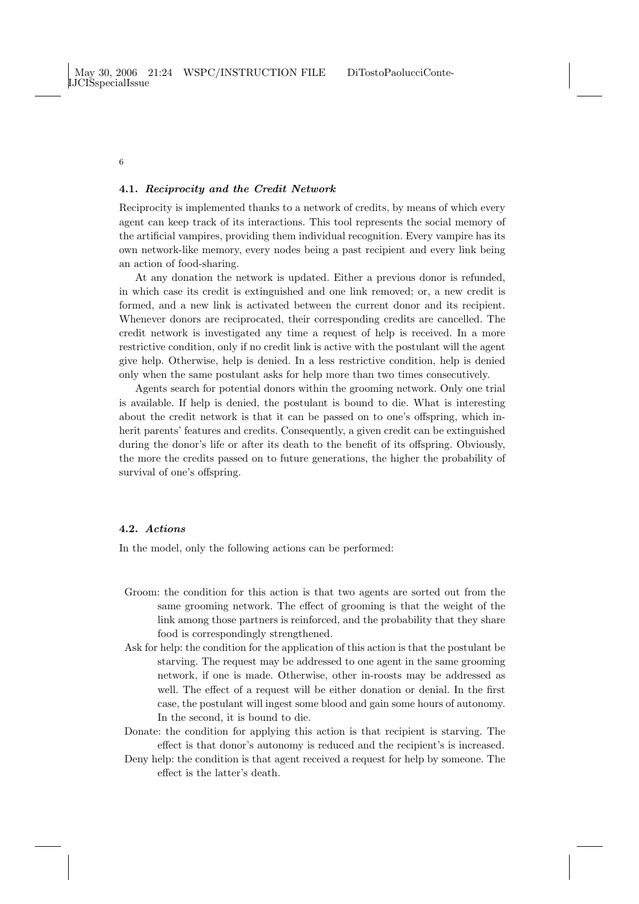### 4.1. *Reciprocity and the Credit Network*

Reciprocity is implemented thanks to a network of credits, by means of which every agent can keep track of its interactions. This tool represents the social memory of the artificial vampires, providing them individual recognition. Every vampire has its own network-like memory, every nodes being a past recipient and every link being an action of food-sharing.

At any donation the network is updated. Either a previous donor is refunded, in which case its credit is extinguished and one link removed; or, a new credit is formed, and a new link is activated between the current donor and its recipient. Whenever donors are reciprocated, their corresponding credits are cancelled. The credit network is investigated any time a request of help is received. In a more restrictive condition, only if no credit link is active with the postulant will the agent give help. Otherwise, help is denied. In a less restrictive condition, help is denied only when the same postulant asks for help more than two times consecutively.

Agents search for potential donors within the grooming network. Only one trial is available. If help is denied, the postulant is bound to die. What is interesting about the credit network is that it can be passed on to one's offspring, which inherit parents' features and credits. Consequently, a given credit can be extinguished during the donor's life or after its death to the benefit of its offspring. Obviously, the more the credits passed on to future generations, the higher the probability of survival of one's offspring.

### 4.2. *Actions*

In the model, only the following actions can be performed:

- Groom: the condition for this action is that two agents are sorted out from the same grooming network. The effect of grooming is that the weight of the link among those partners is reinforced, and the probability that they share food is correspondingly strengthened.
- Ask for help: the condition for the application of this action is that the postulant be starving. The request may be addressed to one agent in the same grooming network, if one is made. Otherwise, other in-roosts may be addressed as well. The effect of a request will be either donation or denial. In the first case, the postulant will ingest some blood and gain some hours of autonomy. In the second, it is bound to die.
- Donate: the condition for applying this action is that recipient is starving. The effect is that donor's autonomy is reduced and the recipient's is increased.
- Deny help: the condition is that agent received a request for help by someone. The effect is the latter's death.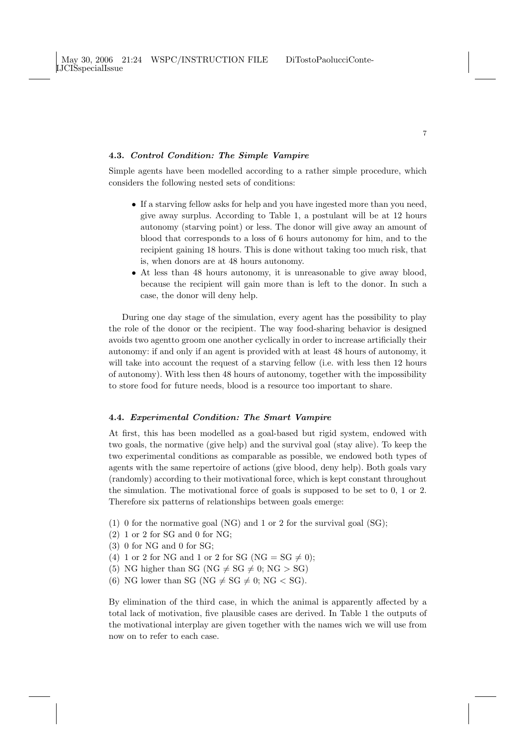### 4.3. *Control Condition: The Simple Vampire*

Simple agents have been modelled according to a rather simple procedure, which considers the following nested sets of conditions:

- If a starving fellow asks for help and you have ingested more than you need, give away surplus. According to Table 1, a postulant will be at 12 hours autonomy (starving point) or less. The donor will give away an amount of blood that corresponds to a loss of 6 hours autonomy for him, and to the recipient gaining 18 hours. This is done without taking too much risk, that is, when donors are at 48 hours autonomy.
- At less than 48 hours autonomy, it is unreasonable to give away blood, because the recipient will gain more than is left to the donor. In such a case, the donor will deny help.

During one day stage of the simulation, every agent has the possibility to play the role of the donor or the recipient. The way food-sharing behavior is designed avoids two agentto groom one another cyclically in order to increase artificially their autonomy: if and only if an agent is provided with at least 48 hours of autonomy, it will take into account the request of a starving fellow (i.e. with less then 12 hours of autonomy). With less then 48 hours of autonomy, together with the impossibility to store food for future needs, blood is a resource too important to share.

### 4.4. *Experimental Condition: The Smart Vampire*

At first, this has been modelled as a goal-based but rigid system, endowed with two goals, the normative (give help) and the survival goal (stay alive). To keep the two experimental conditions as comparable as possible, we endowed both types of agents with the same repertoire of actions (give blood, deny help). Both goals vary (randomly) according to their motivational force, which is kept constant throughout the simulation. The motivational force of goals is supposed to be set to 0, 1 or 2. Therefore six patterns of relationships between goals emerge:

(1) 0 for the normative goal (NG) and 1 or 2 for the survival goal (SG);
(2) 1 or 2 for SG and 0 for NG;
(3) 0 for NG and 0 for SG;
(4) 1 or 2 for NG and 1 or 2 for SG ($NG = SG \neq 0$);
(5) NG higher than SG ($NG \neq SG \neq 0$; $NG > SG$)
(6) NG lower than SG ($NG \neq SG \neq 0$; $NG < SG$).

By elimination of the third case, in which the animal is apparently affected by a total lack of motivation, five plausible cases are derived. In Table 1 the outputs of the motivational interplay are given together with the names wich we will use from now on to refer to each case.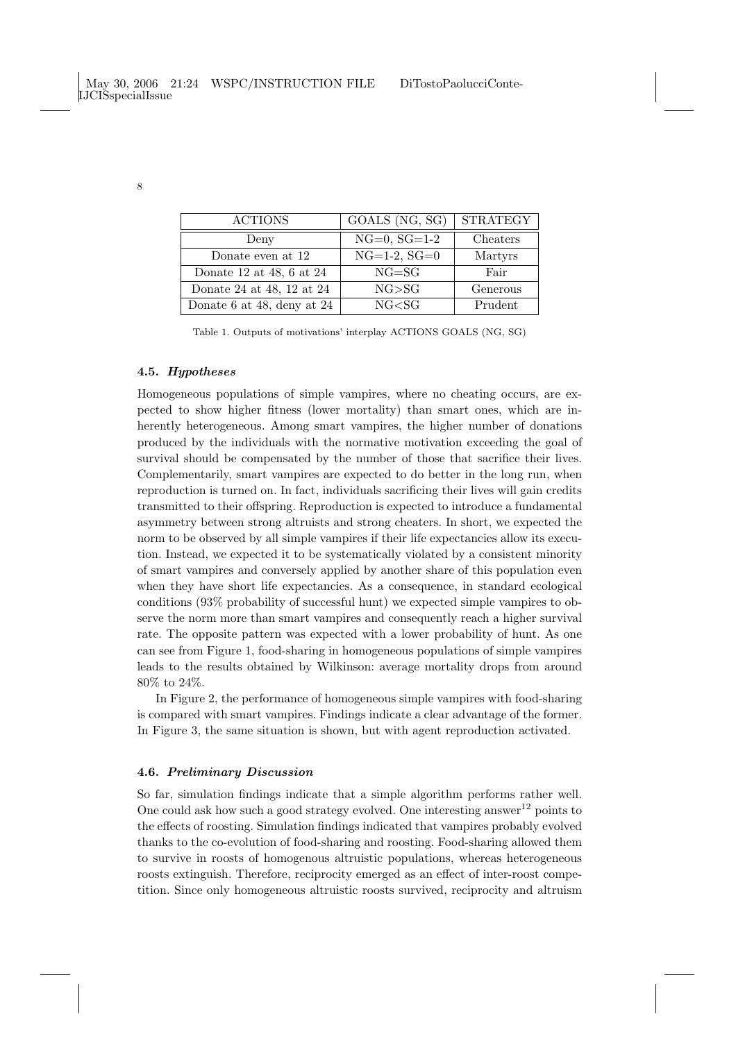| ACTIONS | GOALS (NG, SG) | STRATEGY |
|---|---|---|
| Deny | NG=0, SG=1-2 | Cheaters |
| Donate even at 12 | NG=1-2, SG=0 | Martyrs |
| Donate 12 at 48, 6 at 24 | NG=SG | Fair |
| Donate 24 at 48, 12 at 24 | NG>SG | Generous |
| Donate 6 at 48, deny at 24 | NG<SG | Prudent |

Table 1. Outputs of motivations' interplay ACTIONS GOALS (NG, SG)

### 4.5. *Hypotheses*

Homogeneous populations of simple vampires, where no cheating occurs, are expected to show higher fitness (lower mortality) than smart ones, which are inherently heterogeneous. Among smart vampires, the higher number of donations produced by the individuals with the normative motivation exceeding the goal of survival should be compensated by the number of those that sacrifice their lives. Complementarily, smart vampires are expected to do better in the long run, when reproduction is turned on. In fact, individuals sacrificing their lives will gain credits transmitted to their offspring. Reproduction is expected to introduce a fundamental asymmetry between strong altruists and strong cheaters. In short, we expected the norm to be observed by all simple vampires if their life expectancies allow its execution. Instead, we expected it to be systematically violated by a consistent minority of smart vampires and conversely applied by another share of this population even when they have short life expectancies. As a consequence, in standard ecological conditions (93% probability of successful hunt) we expected simple vampires to observe the norm more than smart vampires and consequently reach a higher survival rate. The opposite pattern was expected with a lower probability of hunt. As one can see from Figure 1, food-sharing in homogeneous populations of simple vampires leads to the results obtained by Wilkinson: average mortality drops from around 80% to 24%.

In Figure 2, the performance of homogeneous simple vampires with food-sharing is compared with smart vampires. Findings indicate a clear advantage of the former. In Figure 3, the same situation is shown, but with agent reproduction activated.

### 4.6. *Preliminary Discussion*

So far, simulation findings indicate that a simple algorithm performs rather well. One could ask how such a good strategy evolved. One interesting answer[12] points to the effects of roosting. Simulation findings indicated that vampires probably evolved thanks to the co-evolution of food-sharing and roosting. Food-sharing allowed them to survive in roosts of homogenous altruistic populations, whereas heterogeneous roosts extinguish. Therefore, reciprocity emerged as an effect of inter-roost competition. Since only homogeneous altruistic roosts survived, reciprocity and altruism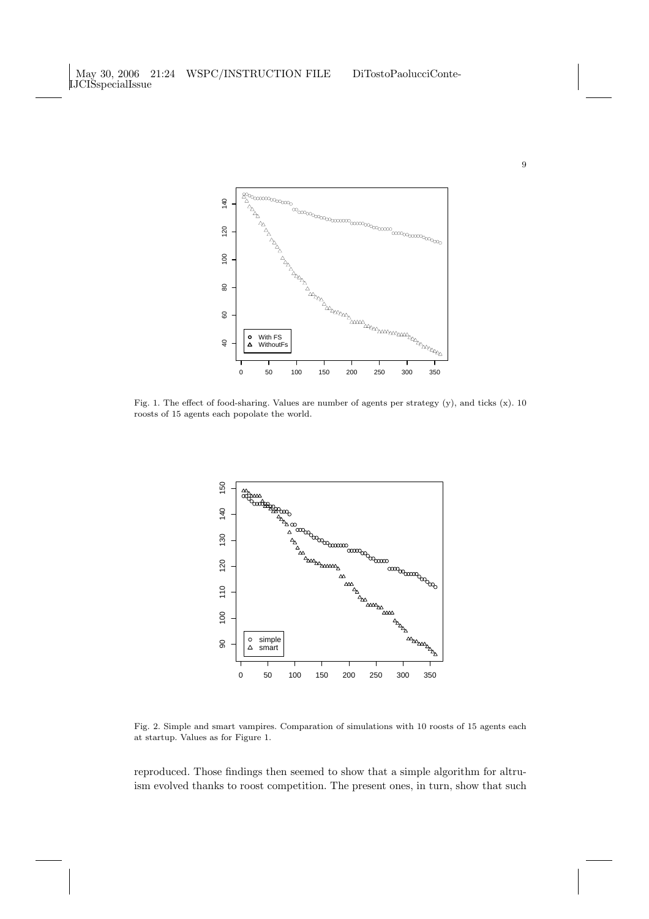Fig. 1. The effect of food-sharing. Values are number of agents per strategy (y), and ticks (x). 10 roosts of 15 agents each popolate the world.

Fig. 2. Simple and smart vampires. Comparation of simulations with 10 roosts of 15 agents each at startup. Values as for Figure 1.

reproduced. Those findings then seemed to show that a simple algorithm for altruism evolved thanks to roost competition. The present ones, in turn, show that such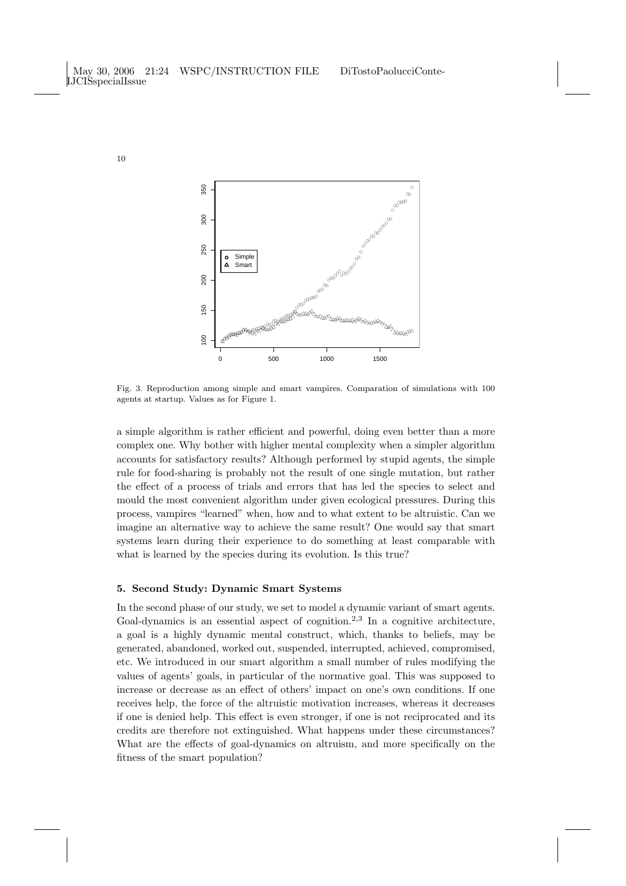Fig. 3. Reproduction among simple and smart vampires. Comparation of simulations with 100 agents at startup. Values as for Figure 1.

a simple algorithm is rather efficient and powerful, doing even better than a more complex one. Why bother with higher mental complexity when a simpler algorithm accounts for satisfactory results? Although performed by stupid agents, the simple rule for food-sharing is probably not the result of one single mutation, but rather the effect of a process of trials and errors that has led the species to select and mould the most convenient algorithm under given ecological pressures. During this process, vampires "learned" when, how and to what extent to be altruistic. Can we imagine an alternative way to achieve the same result? One would say that smart systems learn during their experience to do something at least comparable with what is learned by the species during its evolution. Is this true?

## 5. Second Study: Dynamic Smart Systems

In the second phase of our study, we set to model a dynamic variant of smart agents. Goal-dynamics is an essential aspect of cognition.[2,3] In a cognitive architecture, a goal is a highly dynamic mental construct, which, thanks to beliefs, may be generated, abandoned, worked out, suspended, interrupted, achieved, compromised, etc. We introduced in our smart algorithm a small number of rules modifying the values of agents' goals, in particular of the normative goal. This was supposed to increase or decrease as an effect of others' impact on one's own conditions. If one receives help, the force of the altruistic motivation increases, whereas it decreases if one is denied help. This effect is even stronger, if one is not reciprocated and its credits are therefore not extinguished. What happens under these circumstances? What are the effects of goal-dynamics on altruism, and more specifically on the fitness of the smart population?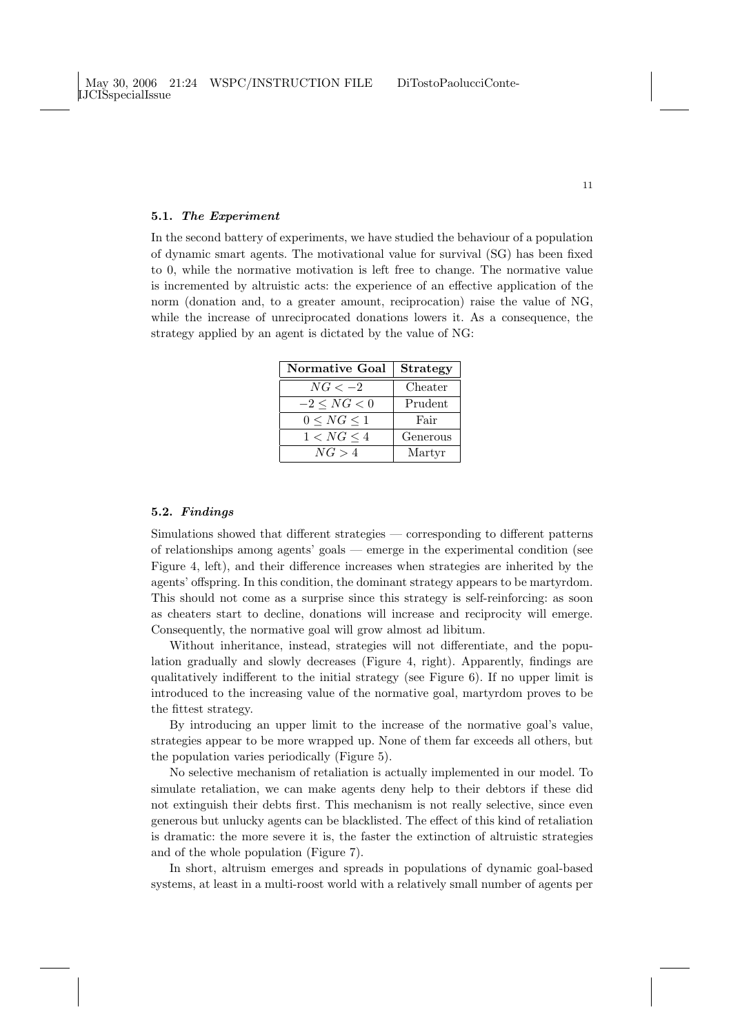### 5.1. *The Experiment*

In the second battery of experiments, we have studied the behaviour of a population of dynamic smart agents. The motivational value for survival (SG) has been fixed to 0, while the normative motivation is left free to change. The normative value is incremented by altruistic acts: the experience of an effective application of the norm (donation and, to a greater amount, reciprocation) raise the value of NG, while the increase of unreciprocated donations lowers it. As a consequence, the strategy applied by an agent is dictated by the value of NG:

| Normative Goal | Strategy |
|---|---|
| $NG < -2$ | Cheater |
| $-2 \leq NG < 0$ | Prudent |
| $0 \leq NG \leq 1$ | Fair |
| $1 < NG \leq 4$ | Generous |
| $NG > 4$ | Martyr |

### 5.2. *Findings*

Simulations showed that different strategies — corresponding to different patterns of relationships among agents' goals — emerge in the experimental condition (see Figure 4, left), and their difference increases when strategies are inherited by the agents' offspring. In this condition, the dominant strategy appears to be martyrdom. This should not come as a surprise since this strategy is self-reinforcing: as soon as cheaters start to decline, donations will increase and reciprocity will emerge. Consequently, the normative goal will grow almost ad libitum.

Without inheritance, instead, strategies will not differentiate, and the population gradually and slowly decreases (Figure 4, right). Apparently, findings are qualitatively indifferent to the initial strategy (see Figure 6). If no upper limit is introduced to the increasing value of the normative goal, martyrdom proves to be the fittest strategy.

By introducing an upper limit to the increase of the normative goal's value, strategies appear to be more wrapped up. None of them far exceeds all others, but the population varies periodically (Figure 5).

No selective mechanism of retaliation is actually implemented in our model. To simulate retaliation, we can make agents deny help to their debtors if these did not extinguish their debts first. This mechanism is not really selective, since even generous but unlucky agents can be blacklisted. The effect of this kind of retaliation is dramatic: the more severe it is, the faster the extinction of altruistic strategies and of the whole population (Figure 7).

In short, altruism emerges and spreads in populations of dynamic goal-based systems, at least in a multi-roost world with a relatively small number of agents per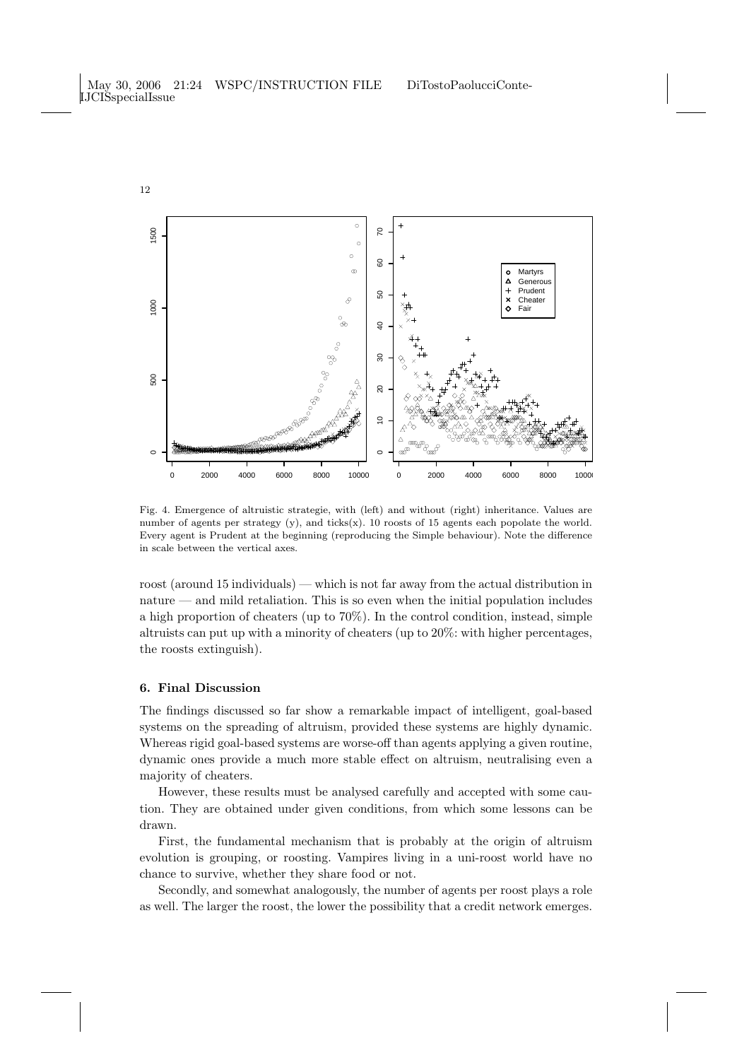Fig. 4. Emergence of altruistic strategie, with (left) and without (right) inheritance. Values are number of agents per strategy (y), and ticks(x). 10 roosts of 15 agents each popolate the world. Every agent is Prudent at the beginning (reproducing the Simple behaviour). Note the difference in scale between the vertical axes.

roost (around 15 individuals) — which is not far away from the actual distribution in nature — and mild retaliation. This is so even when the initial population includes a high proportion of cheaters (up to 70%). In the control condition, instead, simple altruists can put up with a minority of cheaters (up to 20%: with higher percentages, the roosts extinguish).

## 6. Final Discussion

The findings discussed so far show a remarkable impact of intelligent, goal-based systems on the spreading of altruism, provided these systems are highly dynamic. Whereas rigid goal-based systems are worse-off than agents applying a given routine, dynamic ones provide a much more stable effect on altruism, neutralising even a majority of cheaters.

However, these results must be analysed carefully and accepted with some caution. They are obtained under given conditions, from which some lessons can be drawn.

First, the fundamental mechanism that is probably at the origin of altruism evolution is grouping, or roosting. Vampires living in a uni-roost world have no chance to survive, whether they share food or not.

Secondly, and somewhat analogously, the number of agents per roost plays a role as well. The larger the roost, the lower the possibility that a credit network emerges.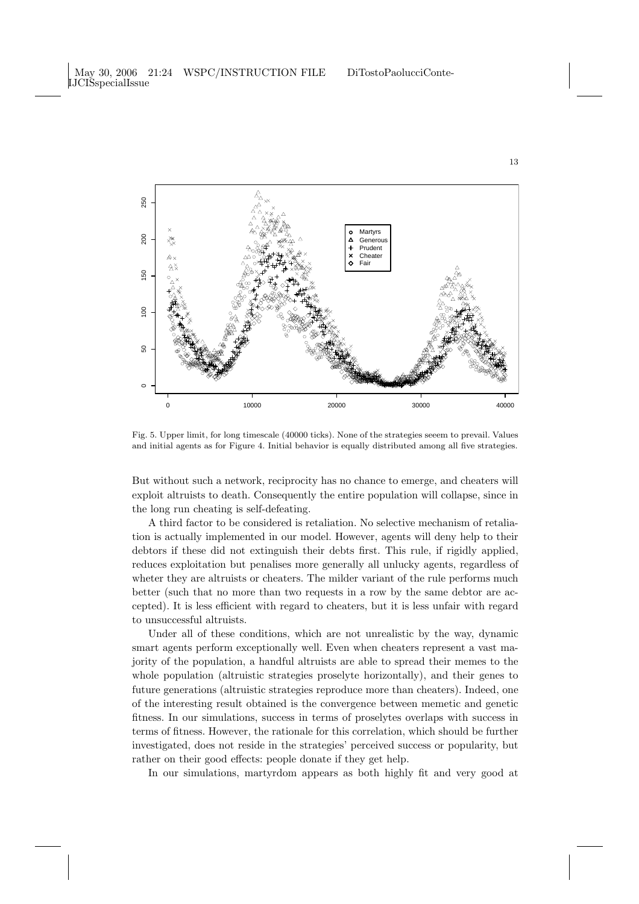Fig. 5. Upper limit, for long timescale (40000 ticks). None of the strategies seeem to prevail. Values and initial agents as for Figure 4. Initial behavior is equally distributed among all five strategies.

But without such a network, reciprocity has no chance to emerge, and cheaters will exploit altruists to death. Consequently the entire population will collapse, since in the long run cheating is self-defeating.

A third factor to be considered is retaliation. No selective mechanism of retaliation is actually implemented in our model. However, agents will deny help to their debtors if these did not extinguish their debts first. This rule, if rigidly applied, reduces exploitation but penalises more generally all unlucky agents, regardless of wheter they are altruists or cheaters. The milder variant of the rule performs much better (such that no more than two requests in a row by the same debtor are accepted). It is less efficient with regard to cheaters, but it is less unfair with regard to unsuccessful altruists.

Under all of these conditions, which are not unrealistic by the way, dynamic smart agents perform exceptionally well. Even when cheaters represent a vast majority of the population, a handful altruists are able to spread their memes to the whole population (altruistic strategies proselyte horizontally), and their genes to future generations (altruistic strategies reproduce more than cheaters). Indeed, one of the interesting result obtained is the convergence between memetic and genetic fitness. In our simulations, success in terms of proselytes overlaps with success in terms of fitness. However, the rationale for this correlation, which should be further investigated, does not reside in the strategies' perceived success or popularity, but rather on their good effects: people donate if they get help.

In our simulations, martyrdom appears as both highly fit and very good at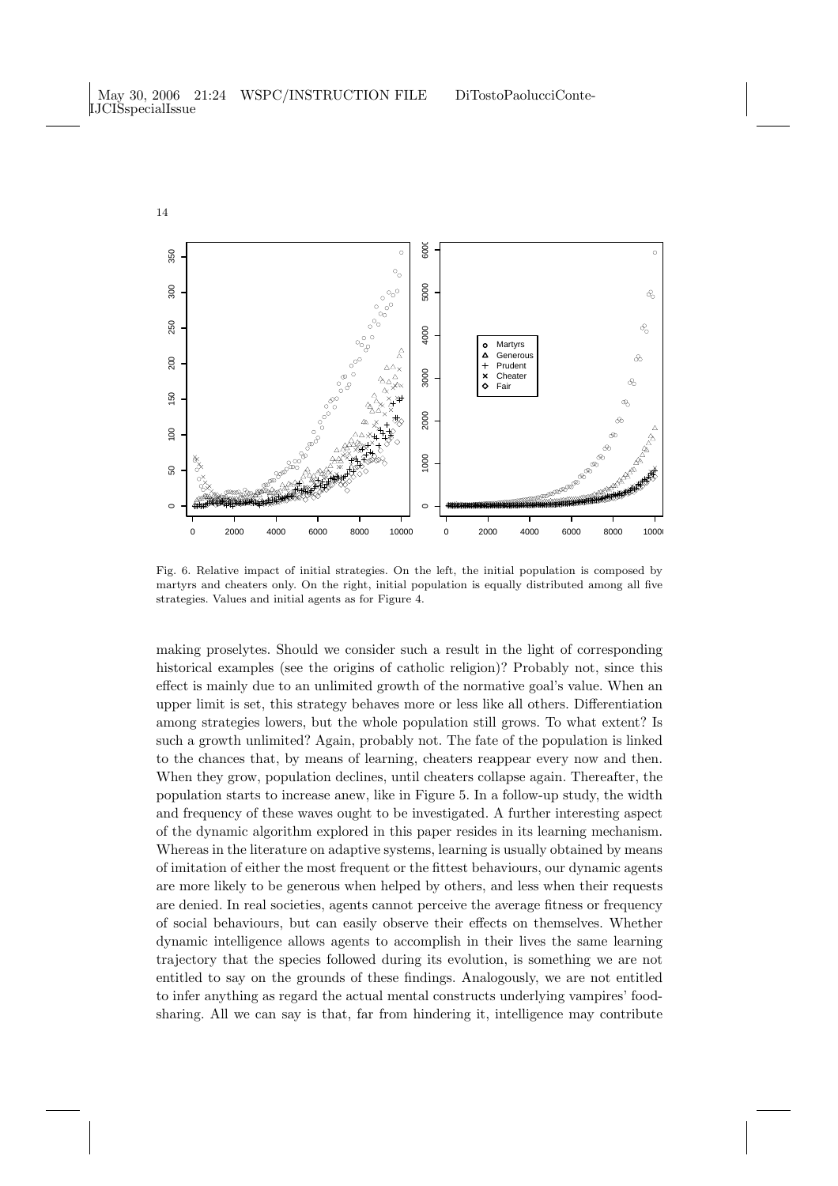Fig. 6. Relative impact of initial strategies. On the left, the initial population is composed by martyrs and cheaters only. On the right, initial population is equally distributed among all five strategies. Values and initial agents as for Figure 4.

making proselytes. Should we consider such a result in the light of corresponding historical examples (see the origins of catholic religion)? Probably not, since this effect is mainly due to an unlimited growth of the normative goal's value. When an upper limit is set, this strategy behaves more or less like all others. Differentiation among strategies lowers, but the whole population still grows. To what extent? Is such a growth unlimited? Again, probably not. The fate of the population is linked to the chances that, by means of learning, cheaters reappear every now and then. When they grow, population declines, until cheaters collapse again. Thereafter, the population starts to increase anew, like in Figure 5. In a follow-up study, the width and frequency of these waves ought to be investigated. A further interesting aspect of the dynamic algorithm explored in this paper resides in its learning mechanism. Whereas in the literature on adaptive systems, learning is usually obtained by means of imitation of either the most frequent or the fittest behaviours, our dynamic agents are more likely to be generous when helped by others, and less when their requests are denied. In real societies, agents cannot perceive the average fitness or frequency of social behaviours, but can easily observe their effects on themselves. Whether dynamic intelligence allows agents to accomplish in their lives the same learning trajectory that the species followed during its evolution, is something we are not entitled to say on the grounds of these findings. Analogously, we are not entitled to infer anything as regard the actual mental constructs underlying vampires' food-sharing. All we can say is that, far from hindering it, intelligence may contribute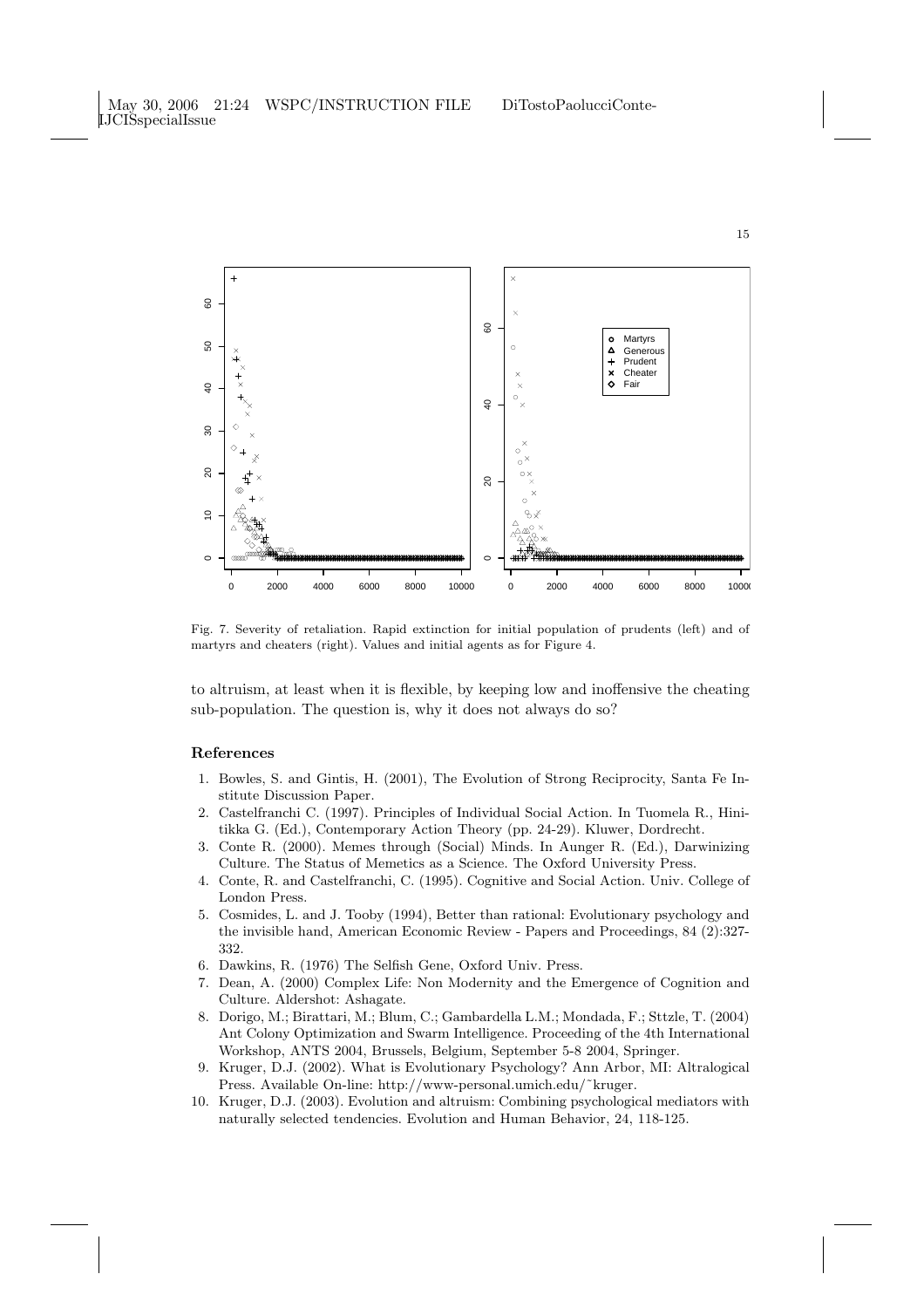Fig. 7. Severity of retaliation. Rapid extinction for initial population of prudents (left) and of martyrs and cheaters (right). Values and initial agents as for Figure 4.

to altruism, at least when it is flexible, by keeping low and inoffensive the cheating sub-population. The question is, why it does not always do so?

## References

1. Bowles, S. and Gintis, H. (2001), The Evolution of Strong Reciprocity, Santa Fe Institute Discussion Paper.
2. Castelfranchi C. (1997). Principles of Individual Social Action. In Tuomela R., Hinitikka G. (Ed.), Contemporary Action Theory (pp. 24-29). Kluwer, Dordrecht.
3. Conte R. (2000). Memes through (Social) Minds. In Aunger R. (Ed.), Darwinizing Culture. The Status of Memetics as a Science. The Oxford University Press.
4. Conte, R. and Castelfranchi, C. (1995). Cognitive and Social Action. Univ. College of London Press.
5. Cosmides, L. and J. Tooby (1994), Better than rational: Evolutionary psychology and the invisible hand, American Economic Review - Papers and Proceedings, 84 (2):327-332.
6. Dawkins, R. (1976) The Selfish Gene, Oxford Univ. Press.
7. Dean, A. (2000) Complex Life: Non Modernity and the Emergence of Cognition and Culture. Aldershot: Ashagate.
8. Dorigo, M.; Birattari, M.; Blum, C.; Gambardella L.M.; Mondada, F.; Sttzle, T. (2004) Ant Colony Optimization and Swarm Intelligence. Proceeding of the 4th International Workshop, ANTS 2004, Brussels, Belgium, September 5-8 2004, Springer.
9. Kruger, D.J. (2002). What is Evolutionary Psychology? Ann Arbor, MI: Altralogical Press. Available On-line: http://www-personal.umich.edu/˜kruger.
10. Kruger, D.J. (2003). Evolution and altruism: Combining psychological mediators with naturally selected tendencies. Evolution and Human Behavior, 24, 118-125.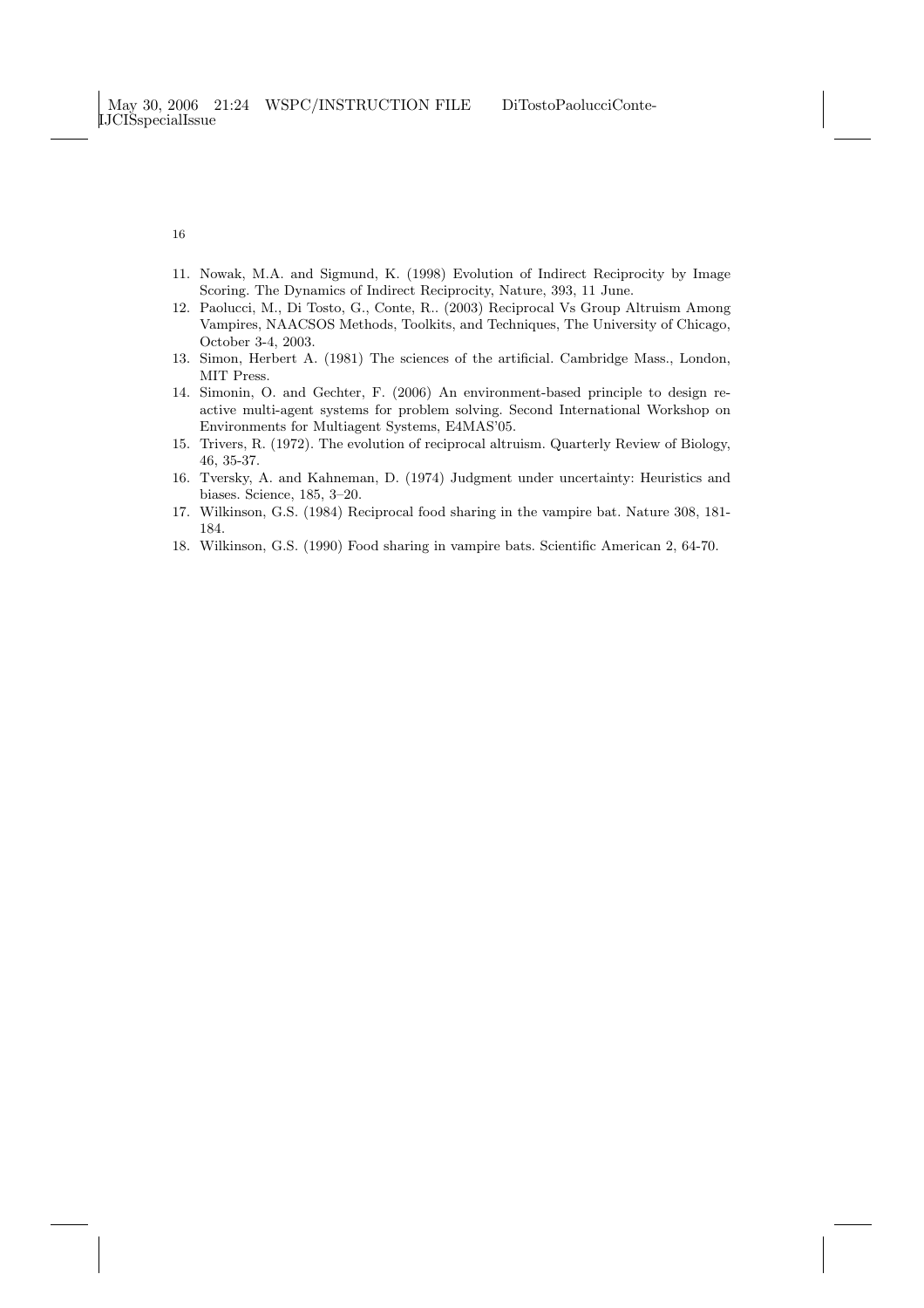11. Nowak, M.A. and Sigmund, K. (1998) Evolution of Indirect Reciprocity by Image Scoring. The Dynamics of Indirect Reciprocity, Nature, 393, 11 June.
12. Paolucci, M., Di Tosto, G., Conte, R.. (2003) Reciprocal Vs Group Altruism Among Vampires, NAACSOS Methods, Toolkits, and Techniques, The University of Chicago, October 3-4, 2003.
13. Simon, Herbert A. (1981) The sciences of the artificial. Cambridge Mass., London, MIT Press.
14. Simonin, O. and Gechter, F. (2006) An environment-based principle to design reactive multi-agent systems for problem solving. Second International Workshop on Environments for Multiagent Systems, E4MAS'05.
15. Trivers, R. (1972). The evolution of reciprocal altruism. Quarterly Review of Biology, 46, 35-37.
16. Tversky, A. and Kahneman, D. (1974) Judgment under uncertainty: Heuristics and biases. Science, 185, 3–20.
17. Wilkinson, G.S. (1984) Reciprocal food sharing in the vampire bat. Nature 308, 181-184.
18. Wilkinson, G.S. (1990) Food sharing in vampire bats. Scientific American 2, 64-70.